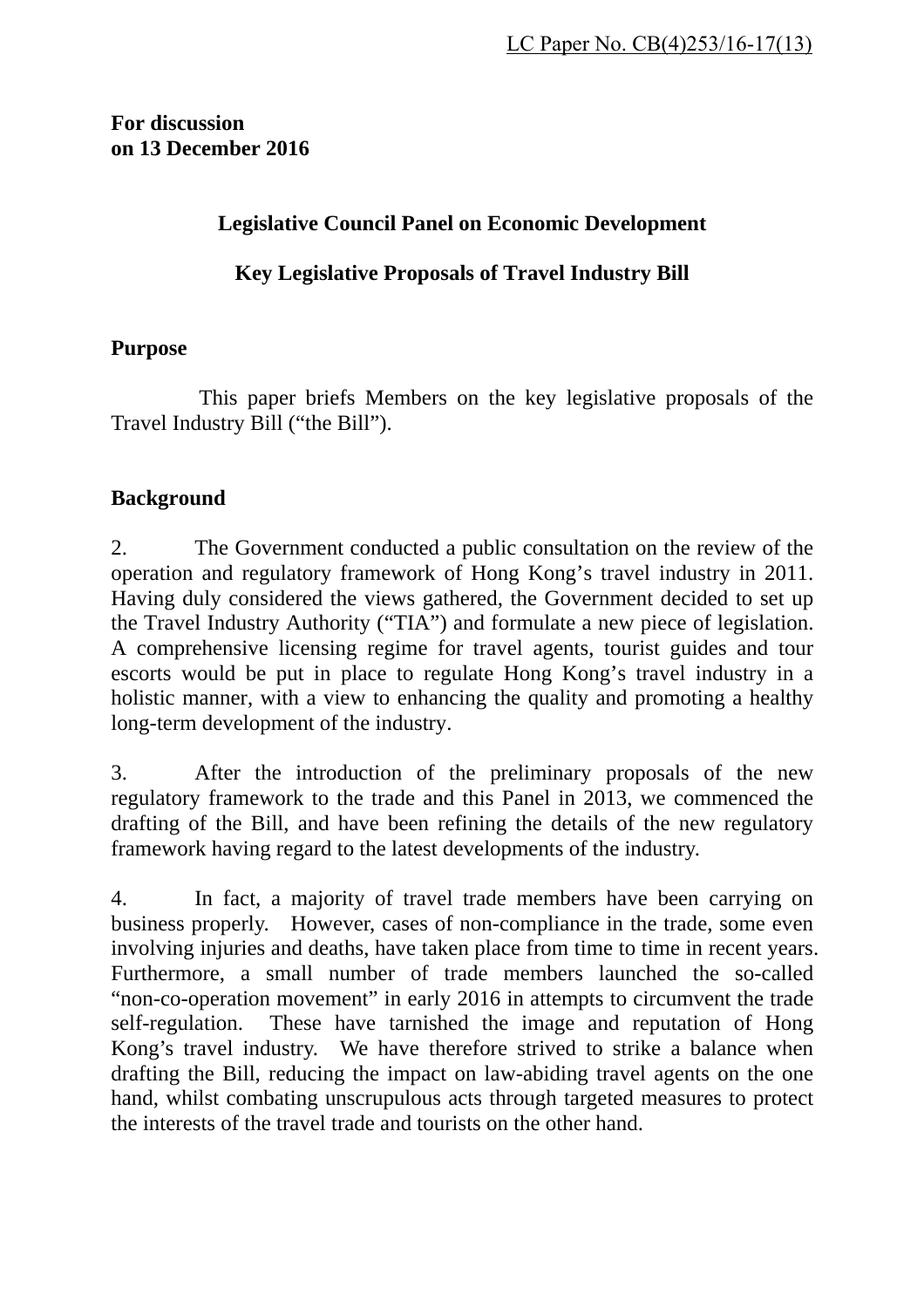LC Paper No. CB(4)253/16-17(13)

**For discussion**
**on 13 December 2016**

# Legislative Council Panel on Economic Development

## Key Legislative Proposals of Travel Industry Bill

### Purpose

This paper briefs Members on the key legislative proposals of the Travel Industry Bill ("the Bill").

### Background

2. The Government conducted a public consultation on the review of the operation and regulatory framework of Hong Kong's travel industry in 2011. Having duly considered the views gathered, the Government decided to set up the Travel Industry Authority ("TIA") and formulate a new piece of legislation. A comprehensive licensing regime for travel agents, tourist guides and tour escorts would be put in place to regulate Hong Kong's travel industry in a holistic manner, with a view to enhancing the quality and promoting a healthy long-term development of the industry.

3. After the introduction of the preliminary proposals of the new regulatory framework to the trade and this Panel in 2013, we commenced the drafting of the Bill, and have been refining the details of the new regulatory framework having regard to the latest developments of the industry.

4. In fact, a majority of travel trade members have been carrying on business properly. However, cases of non-compliance in the trade, some even involving injuries and deaths, have taken place from time to time in recent years. Furthermore, a small number of trade members launched the so-called "non-co-operation movement" in early 2016 in attempts to circumvent the trade self-regulation. These have tarnished the image and reputation of Hong Kong's travel industry. We have therefore strived to strike a balance when drafting the Bill, reducing the impact on law-abiding travel agents on the one hand, whilst combating unscrupulous acts through targeted measures to protect the interests of the travel trade and tourists on the other hand.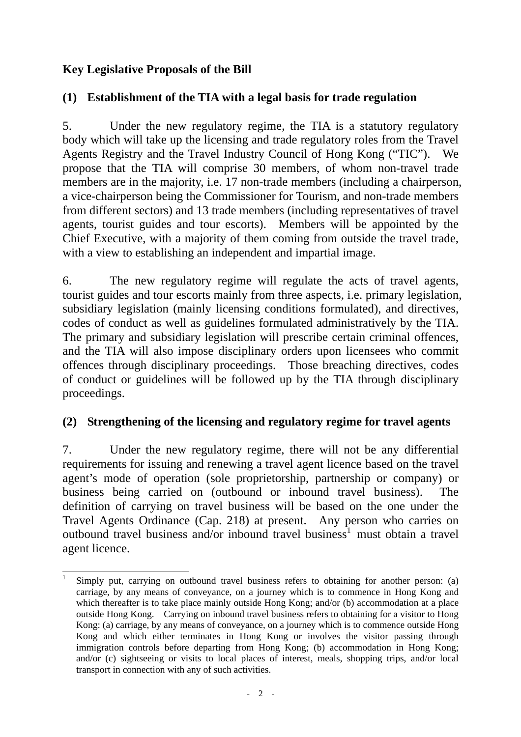**Key Legislative Proposals of the Bill**

**(1) Establishment of the TIA with a legal basis for trade regulation**

5. Under the new regulatory regime, the TIA is a statutory regulatory body which will take up the licensing and trade regulatory roles from the Travel Agents Registry and the Travel Industry Council of Hong Kong ("TIC"). We propose that the TIA will comprise 30 members, of whom non-travel trade members are in the majority, i.e. 17 non-trade members (including a chairperson, a vice-chairperson being the Commissioner for Tourism, and non-trade members from different sectors) and 13 trade members (including representatives of travel agents, tourist guides and tour escorts). Members will be appointed by the Chief Executive, with a majority of them coming from outside the travel trade, with a view to establishing an independent and impartial image.

6. The new regulatory regime will regulate the acts of travel agents, tourist guides and tour escorts mainly from three aspects, i.e. primary legislation, subsidiary legislation (mainly licensing conditions formulated), and directives, codes of conduct as well as guidelines formulated administratively by the TIA. The primary and subsidiary legislation will prescribe certain criminal offences, and the TIA will also impose disciplinary orders upon licensees who commit offences through disciplinary proceedings. Those breaching directives, codes of conduct or guidelines will be followed up by the TIA through disciplinary proceedings.

**(2) Strengthening of the licensing and regulatory regime for travel agents**

7. Under the new regulatory regime, there will not be any differential requirements for issuing and renewing a travel agent licence based on the travel agent's mode of operation (sole proprietorship, partnership or company) or business being carried on (outbound or inbound travel business). The definition of carrying on travel business will be based on the one under the Travel Agents Ordinance (Cap. 218) at present. Any person who carries on outbound travel business and/or inbound travel business[1] must obtain a travel agent licence.

---

[1] Simply put, carrying on outbound travel business refers to obtaining for another person: (a) carriage, by any means of conveyance, on a journey which is to commence in Hong Kong and which thereafter is to take place mainly outside Hong Kong; and/or (b) accommodation at a place outside Hong Kong. Carrying on inbound travel business refers to obtaining for a visitor to Hong Kong: (a) carriage, by any means of conveyance, on a journey which is to commence outside Hong Kong and which either terminates in Hong Kong or involves the visitor passing through immigration controls before departing from Hong Kong; (b) accommodation in Hong Kong; and/or (c) sightseeing or visits to local places of interest, meals, shopping trips, and/or local transport in connection with any of such activities.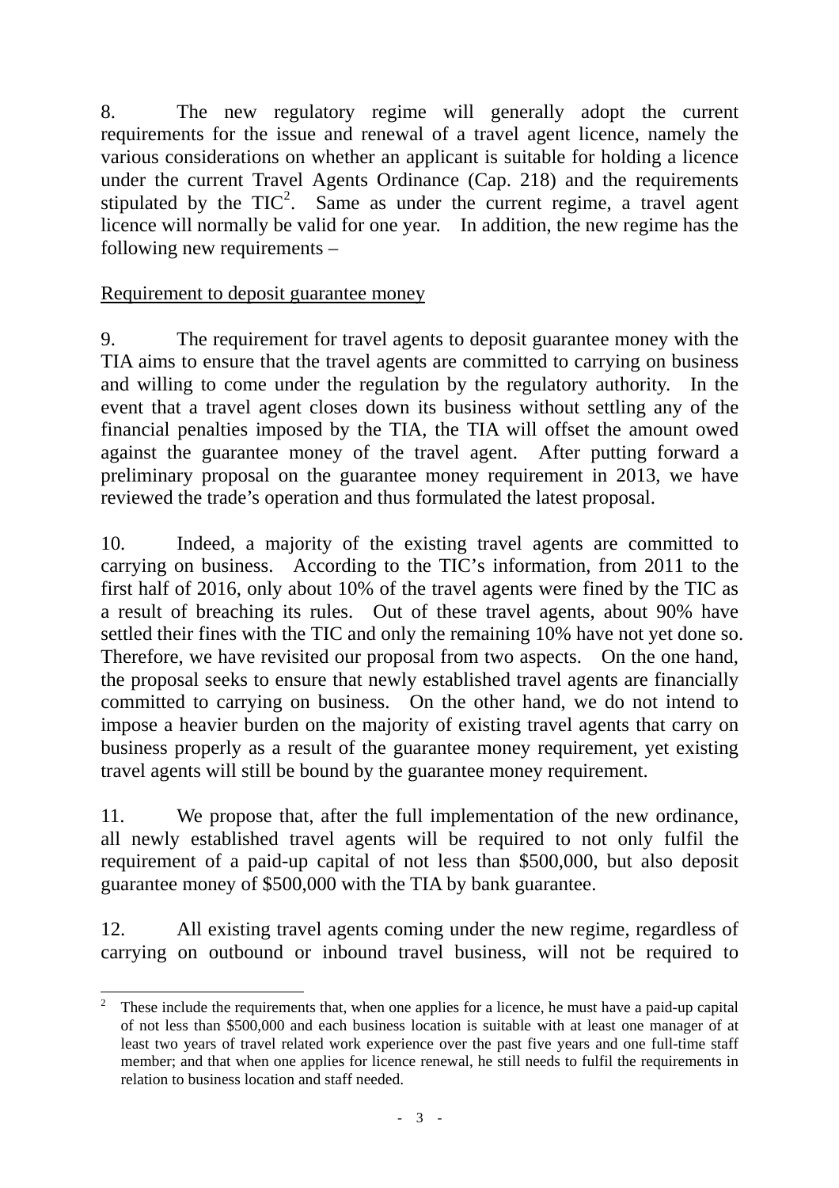8. The new regulatory regime will generally adopt the current requirements for the issue and renewal of a travel agent licence, namely the various considerations on whether an applicant is suitable for holding a licence under the current Travel Agents Ordinance (Cap. 218) and the requirements stipulated by the TIC[2]. Same as under the current regime, a travel agent licence will normally be valid for one year. In addition, the new regime has the following new requirements –

<u>Requirement to deposit guarantee money</u>

9. The requirement for travel agents to deposit guarantee money with the TIA aims to ensure that the travel agents are committed to carrying on business and willing to come under the regulation by the regulatory authority. In the event that a travel agent closes down its business without settling any of the financial penalties imposed by the TIA, the TIA will offset the amount owed against the guarantee money of the travel agent. After putting forward a preliminary proposal on the guarantee money requirement in 2013, we have reviewed the trade's operation and thus formulated the latest proposal.

10. Indeed, a majority of the existing travel agents are committed to carrying on business. According to the TIC's information, from 2011 to the first half of 2016, only about 10% of the travel agents were fined by the TIC as a result of breaching its rules. Out of these travel agents, about 90% have settled their fines with the TIC and only the remaining 10% have not yet done so. Therefore, we have revisited our proposal from two aspects. On the one hand, the proposal seeks to ensure that newly established travel agents are financially committed to carrying on business. On the other hand, we do not intend to impose a heavier burden on the majority of existing travel agents that carry on business properly as a result of the guarantee money requirement, yet existing travel agents will still be bound by the guarantee money requirement.

11. We propose that, after the full implementation of the new ordinance, all newly established travel agents will be required to not only fulfil the requirement of a paid-up capital of not less than $500,000, but also deposit guarantee money of $500,000 with the TIA by bank guarantee.

12. All existing travel agents coming under the new regime, regardless of carrying on outbound or inbound travel business, will not be required to

---

[2] These include the requirements that, when one applies for a licence, he must have a paid-up capital of not less than $500,000 and each business location is suitable with at least one manager of at least two years of travel related work experience over the past five years and one full-time staff member; and that when one applies for licence renewal, he still needs to fulfil the requirements in relation to business location and staff needed.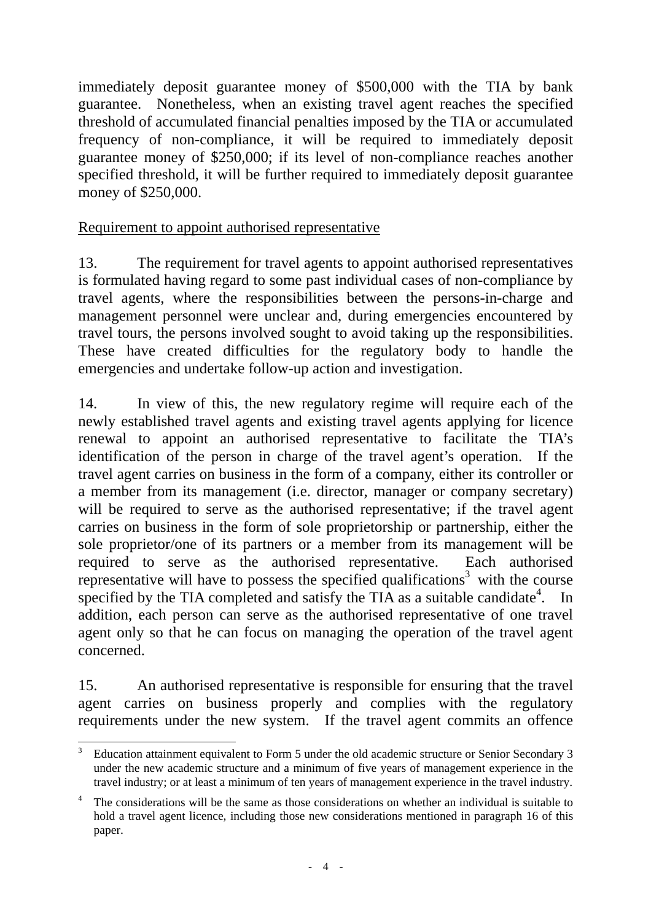immediately deposit guarantee money of $500,000 with the TIA by bank guarantee. Nonetheless, when an existing travel agent reaches the specified threshold of accumulated financial penalties imposed by the TIA or accumulated frequency of non-compliance, it will be required to immediately deposit guarantee money of $250,000; if its level of non-compliance reaches another specified threshold, it will be further required to immediately deposit guarantee money of $250,000.

<u>Requirement to appoint authorised representative</u>

13. The requirement for travel agents to appoint authorised representatives is formulated having regard to some past individual cases of non-compliance by travel agents, where the responsibilities between the persons-in-charge and management personnel were unclear and, during emergencies encountered by travel tours, the persons involved sought to avoid taking up the responsibilities. These have created difficulties for the regulatory body to handle the emergencies and undertake follow-up action and investigation.

14. In view of this, the new regulatory regime will require each of the newly established travel agents and existing travel agents applying for licence renewal to appoint an authorised representative to facilitate the TIA's identification of the person in charge of the travel agent's operation. If the travel agent carries on business in the form of a company, either its controller or a member from its management (i.e. director, manager or company secretary) will be required to serve as the authorised representative; if the travel agent carries on business in the form of sole proprietorship or partnership, either the sole proprietor/one of its partners or a member from its management will be required to serve as the authorised representative. Each authorised representative will have to possess the specified qualifications[3] with the course specified by the TIA completed and satisfy the TIA as a suitable candidate[4]. In addition, each person can serve as the authorised representative of one travel agent only so that he can focus on managing the operation of the travel agent concerned.

15. An authorised representative is responsible for ensuring that the travel agent carries on business properly and complies with the regulatory requirements under the new system. If the travel agent commits an offence

---

[3] Education attainment equivalent to Form 5 under the old academic structure or Senior Secondary 3 under the new academic structure and a minimum of five years of management experience in the travel industry; or at least a minimum of ten years of management experience in the travel industry.

[4] The considerations will be the same as those considerations on whether an individual is suitable to hold a travel agent licence, including those new considerations mentioned in paragraph 16 of this paper.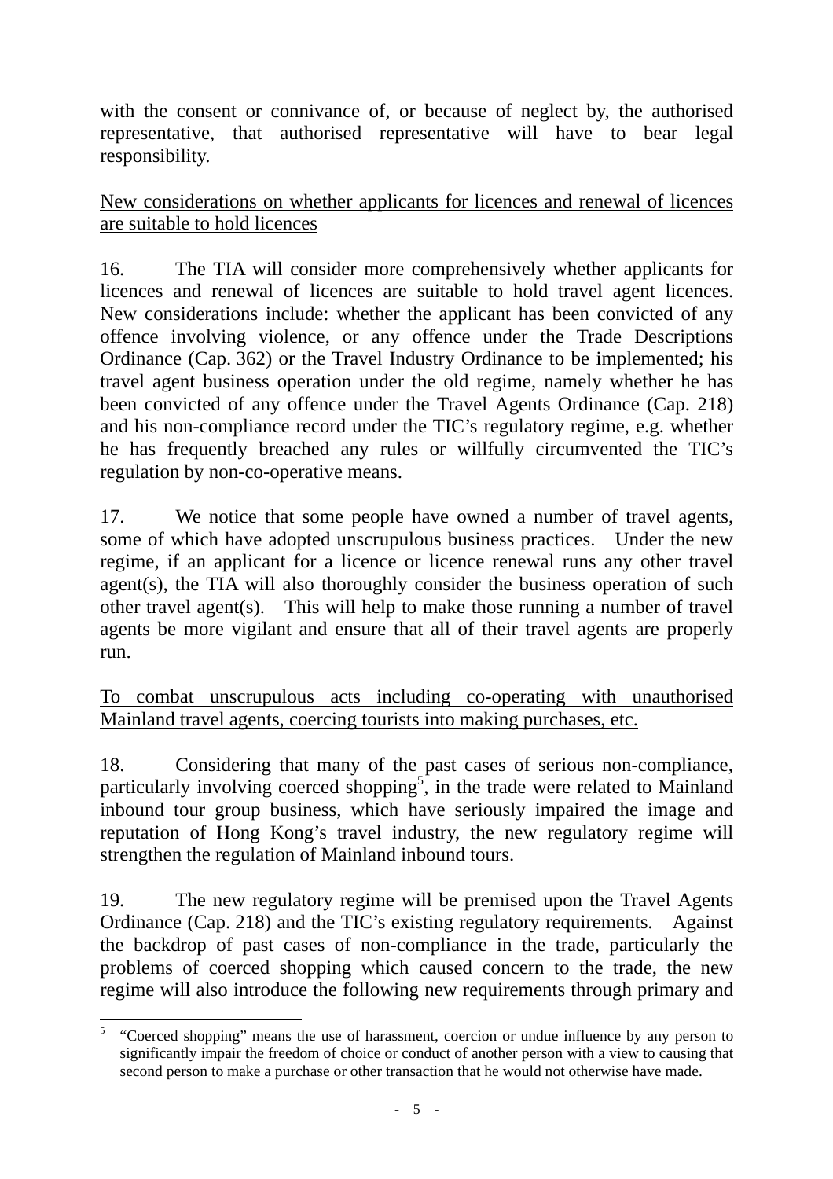with the consent or connivance of, or because of neglect by, the authorised representative, that authorised representative will have to bear legal responsibility.

<u>New considerations on whether applicants for licences and renewal of licences are suitable to hold licences</u>

16. The TIA will consider more comprehensively whether applicants for licences and renewal of licences are suitable to hold travel agent licences. New considerations include: whether the applicant has been convicted of any offence involving violence, or any offence under the Trade Descriptions Ordinance (Cap. 362) or the Travel Industry Ordinance to be implemented; his travel agent business operation under the old regime, namely whether he has been convicted of any offence under the Travel Agents Ordinance (Cap. 218) and his non-compliance record under the TIC's regulatory regime, e.g. whether he has frequently breached any rules or willfully circumvented the TIC's regulation by non-co-operative means.

17. We notice that some people have owned a number of travel agents, some of which have adopted unscrupulous business practices. Under the new regime, if an applicant for a licence or licence renewal runs any other travel agent(s), the TIA will also thoroughly consider the business operation of such other travel agent(s). This will help to make those running a number of travel agents be more vigilant and ensure that all of their travel agents are properly run.

<u>To combat unscrupulous acts including co-operating with unauthorised Mainland travel agents, coercing tourists into making purchases, etc.</u>

18. Considering that many of the past cases of serious non-compliance, particularly involving coerced shopping[5], in the trade were related to Mainland inbound tour group business, which have seriously impaired the image and reputation of Hong Kong's travel industry, the new regulatory regime will strengthen the regulation of Mainland inbound tours.

19. The new regulatory regime will be premised upon the Travel Agents Ordinance (Cap. 218) and the TIC's existing regulatory requirements. Against the backdrop of past cases of non-compliance in the trade, particularly the problems of coerced shopping which caused concern to the trade, the new regime will also introduce the following new requirements through primary and

---

[5] "Coerced shopping" means the use of harassment, coercion or undue influence by any person to significantly impair the freedom of choice or conduct of another person with a view to causing that second person to make a purchase or other transaction that he would not otherwise have made.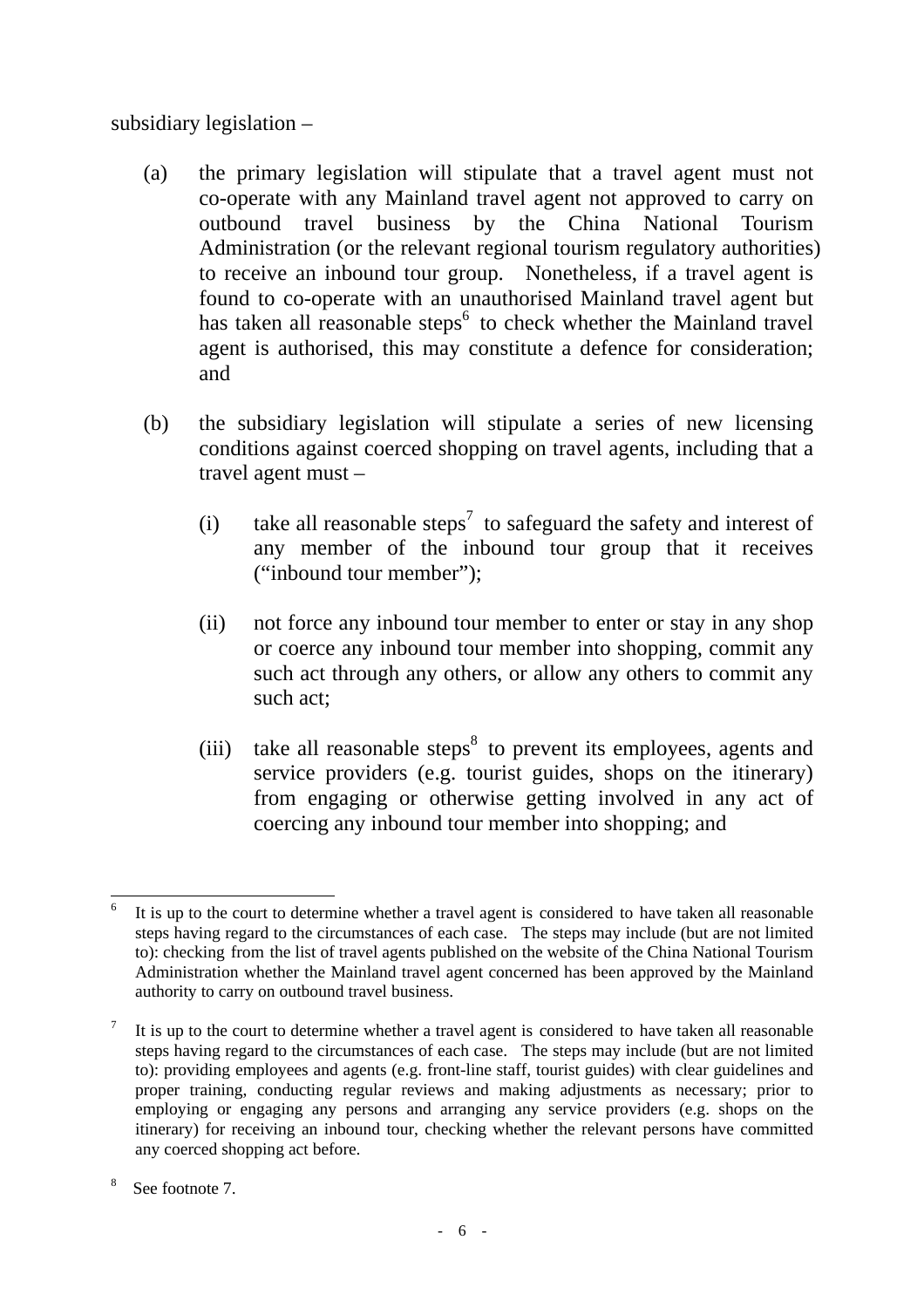subsidiary legislation –

(a) the primary legislation will stipulate that a travel agent must not co-operate with any Mainland travel agent not approved to carry on outbound travel business by the China National Tourism Administration (or the relevant regional tourism regulatory authorities) to receive an inbound tour group. Nonetheless, if a travel agent is found to co-operate with an unauthorised Mainland travel agent but has taken all reasonable steps[6] to check whether the Mainland travel agent is authorised, this may constitute a defence for consideration; and

(b) the subsidiary legislation will stipulate a series of new licensing conditions against coerced shopping on travel agents, including that a travel agent must –

    (i) take all reasonable steps[7] to safeguard the safety and interest of any member of the inbound tour group that it receives ("inbound tour member");

    (ii) not force any inbound tour member to enter or stay in any shop or coerce any inbound tour member into shopping, commit any such act through any others, or allow any others to commit any such act;

    (iii) take all reasonable steps[8] to prevent its employees, agents and service providers (e.g. tourist guides, shops on the itinerary) from engaging or otherwise getting involved in any act of coercing any inbound tour member into shopping; and

---

[6] It is up to the court to determine whether a travel agent is considered to have taken all reasonable steps having regard to the circumstances of each case. The steps may include (but are not limited to): checking from the list of travel agents published on the website of the China National Tourism Administration whether the Mainland travel agent concerned has been approved by the Mainland authority to carry on outbound travel business.

[7] It is up to the court to determine whether a travel agent is considered to have taken all reasonable steps having regard to the circumstances of each case. The steps may include (but are not limited to): providing employees and agents (e.g. front-line staff, tourist guides) with clear guidelines and proper training, conducting regular reviews and making adjustments as necessary; prior to employing or engaging any persons and arranging any service providers (e.g. shops on the itinerary) for receiving an inbound tour, checking whether the relevant persons have committed any coerced shopping act before.

[8] See footnote 7.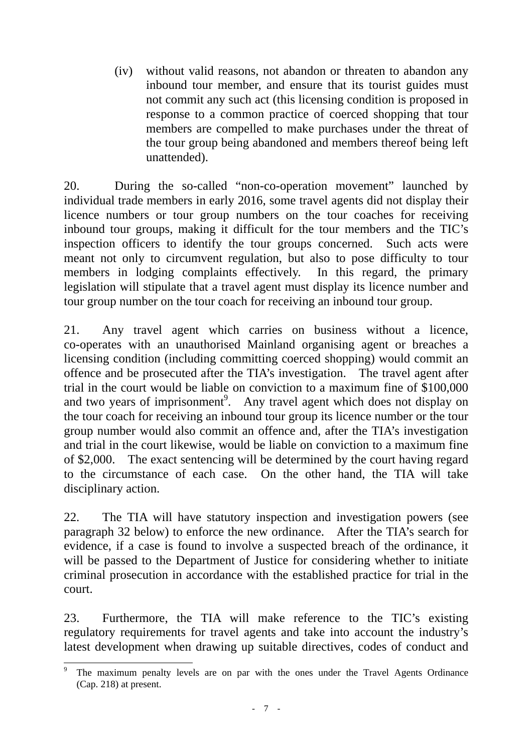(iv) without valid reasons, not abandon or threaten to abandon any inbound tour member, and ensure that its tourist guides must not commit any such act (this licensing condition is proposed in response to a common practice of coerced shopping that tour members are compelled to make purchases under the threat of the tour group being abandoned and members thereof being left unattended).

20. During the so-called "non-co-operation movement" launched by individual trade members in early 2016, some travel agents did not display their licence numbers or tour group numbers on the tour coaches for receiving inbound tour groups, making it difficult for the tour members and the TIC's inspection officers to identify the tour groups concerned. Such acts were meant not only to circumvent regulation, but also to pose difficulty to tour members in lodging complaints effectively. In this regard, the primary legislation will stipulate that a travel agent must display its licence number and tour group number on the tour coach for receiving an inbound tour group.

21. Any travel agent which carries on business without a licence, co-operates with an unauthorised Mainland organising agent or breaches a licensing condition (including committing coerced shopping) would commit an offence and be prosecuted after the TIA's investigation. The travel agent after trial in the court would be liable on conviction to a maximum fine of $100,000 and two years of imprisonment[9]. Any travel agent which does not display on the tour coach for receiving an inbound tour group its licence number or the tour group number would also commit an offence and, after the TIA's investigation and trial in the court likewise, would be liable on conviction to a maximum fine of $2,000. The exact sentencing will be determined by the court having regard to the circumstance of each case. On the other hand, the TIA will take disciplinary action.

22. The TIA will have statutory inspection and investigation powers (see paragraph 32 below) to enforce the new ordinance. After the TIA's search for evidence, if a case is found to involve a suspected breach of the ordinance, it will be passed to the Department of Justice for considering whether to initiate criminal prosecution in accordance with the established practice for trial in the court.

23. Furthermore, the TIA will make reference to the TIC's existing regulatory requirements for travel agents and take into account the industry's latest development when drawing up suitable directives, codes of conduct and

---

[9] The maximum penalty levels are on par with the ones under the Travel Agents Ordinance (Cap. 218) at present.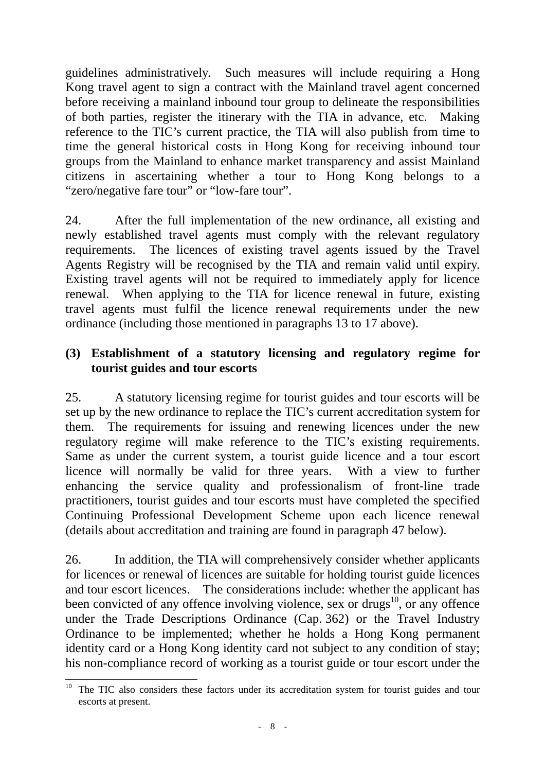guidelines administratively. Such measures will include requiring a Hong Kong travel agent to sign a contract with the Mainland travel agent concerned before receiving a mainland inbound tour group to delineate the responsibilities of both parties, register the itinerary with the TIA in advance, etc. Making reference to the TIC's current practice, the TIA will also publish from time to time the general historical costs in Hong Kong for receiving inbound tour groups from the Mainland to enhance market transparency and assist Mainland citizens in ascertaining whether a tour to Hong Kong belongs to a "zero/negative fare tour" or "low-fare tour".

24. After the full implementation of the new ordinance, all existing and newly established travel agents must comply with the relevant regulatory requirements. The licences of existing travel agents issued by the Travel Agents Registry will be recognised by the TIA and remain valid until expiry. Existing travel agents will not be required to immediately apply for licence renewal. When applying to the TIA for licence renewal in future, existing travel agents must fulfil the licence renewal requirements under the new ordinance (including those mentioned in paragraphs 13 to 17 above).

### (3) Establishment of a statutory licensing and regulatory regime for tourist guides and tour escorts

25. A statutory licensing regime for tourist guides and tour escorts will be set up by the new ordinance to replace the TIC's current accreditation system for them. The requirements for issuing and renewing licences under the new regulatory regime will make reference to the TIC's existing requirements. Same as under the current system, a tourist guide licence and a tour escort licence will normally be valid for three years. With a view to further enhancing the service quality and professionalism of front-line trade practitioners, tourist guides and tour escorts must have completed the specified Continuing Professional Development Scheme upon each licence renewal (details about accreditation and training are found in paragraph 47 below).

26. In addition, the TIA will comprehensively consider whether applicants for licences or renewal of licences are suitable for holding tourist guide licences and tour escort licences. The considerations include: whether the applicant has been convicted of any offence involving violence, sex or drugs[10], or any offence under the Trade Descriptions Ordinance (Cap. 362) or the Travel Industry Ordinance to be implemented; whether he holds a Hong Kong permanent identity card or a Hong Kong identity card not subject to any condition of stay; his non-compliance record of working as a tourist guide or tour escort under the

---

[10] The TIC also considers these factors under its accreditation system for tourist guides and tour escorts at present.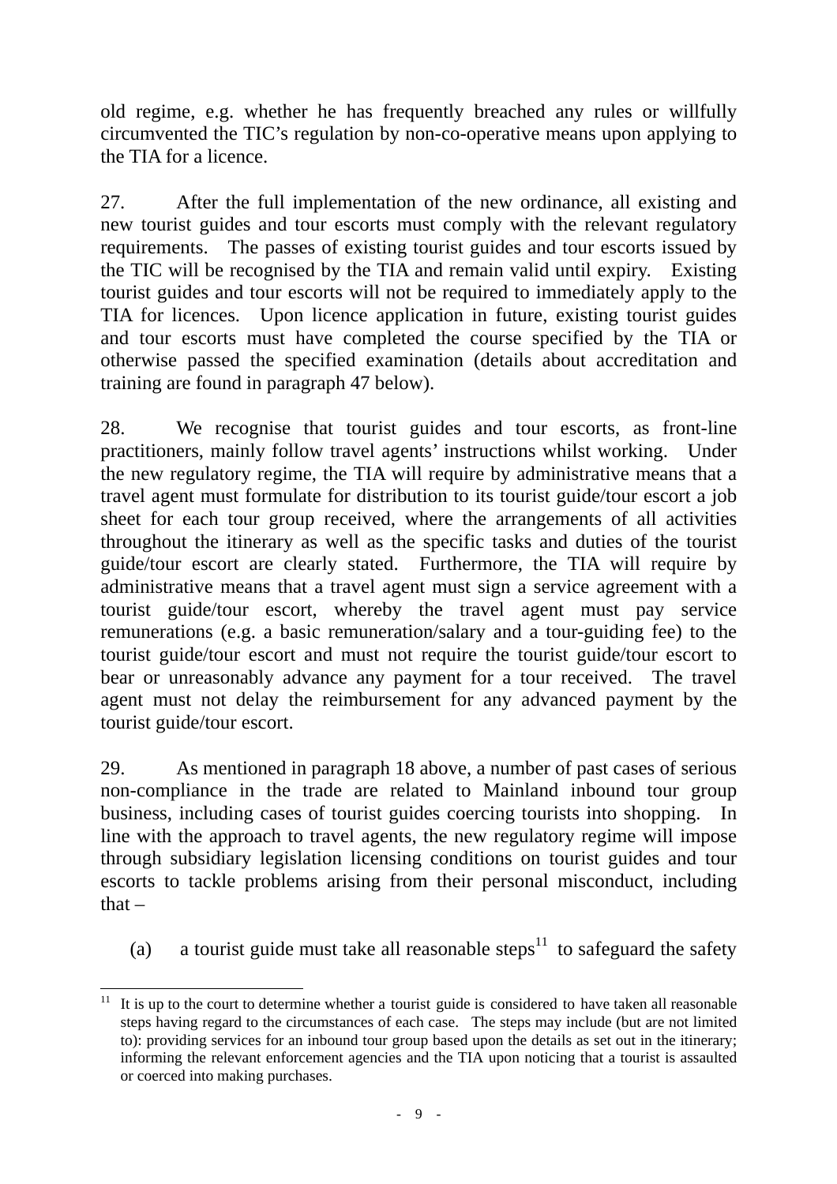old regime, e.g. whether he has frequently breached any rules or willfully circumvented the TIC's regulation by non-co-operative means upon applying to the TIA for a licence.

27. After the full implementation of the new ordinance, all existing and new tourist guides and tour escorts must comply with the relevant regulatory requirements. The passes of existing tourist guides and tour escorts issued by the TIC will be recognised by the TIA and remain valid until expiry. Existing tourist guides and tour escorts will not be required to immediately apply to the TIA for licences. Upon licence application in future, existing tourist guides and tour escorts must have completed the course specified by the TIA or otherwise passed the specified examination (details about accreditation and training are found in paragraph 47 below).

28. We recognise that tourist guides and tour escorts, as front-line practitioners, mainly follow travel agents' instructions whilst working. Under the new regulatory regime, the TIA will require by administrative means that a travel agent must formulate for distribution to its tourist guide/tour escort a job sheet for each tour group received, where the arrangements of all activities throughout the itinerary as well as the specific tasks and duties of the tourist guide/tour escort are clearly stated. Furthermore, the TIA will require by administrative means that a travel agent must sign a service agreement with a tourist guide/tour escort, whereby the travel agent must pay service remunerations (e.g. a basic remuneration/salary and a tour-guiding fee) to the tourist guide/tour escort and must not require the tourist guide/tour escort to bear or unreasonably advance any payment for a tour received. The travel agent must not delay the reimbursement for any advanced payment by the tourist guide/tour escort.

29. As mentioned in paragraph 18 above, a number of past cases of serious non-compliance in the trade are related to Mainland inbound tour group business, including cases of tourist guides coercing tourists into shopping. In line with the approach to travel agents, the new regulatory regime will impose through subsidiary legislation licensing conditions on tourist guides and tour escorts to tackle problems arising from their personal misconduct, including that –

(a) a tourist guide must take all reasonable steps[11] to safeguard the safety

---

[11] It is up to the court to determine whether a tourist guide is considered to have taken all reasonable steps having regard to the circumstances of each case. The steps may include (but are not limited to): providing services for an inbound tour group based upon the details as set out in the itinerary; informing the relevant enforcement agencies and the TIA upon noticing that a tourist is assaulted or coerced into making purchases.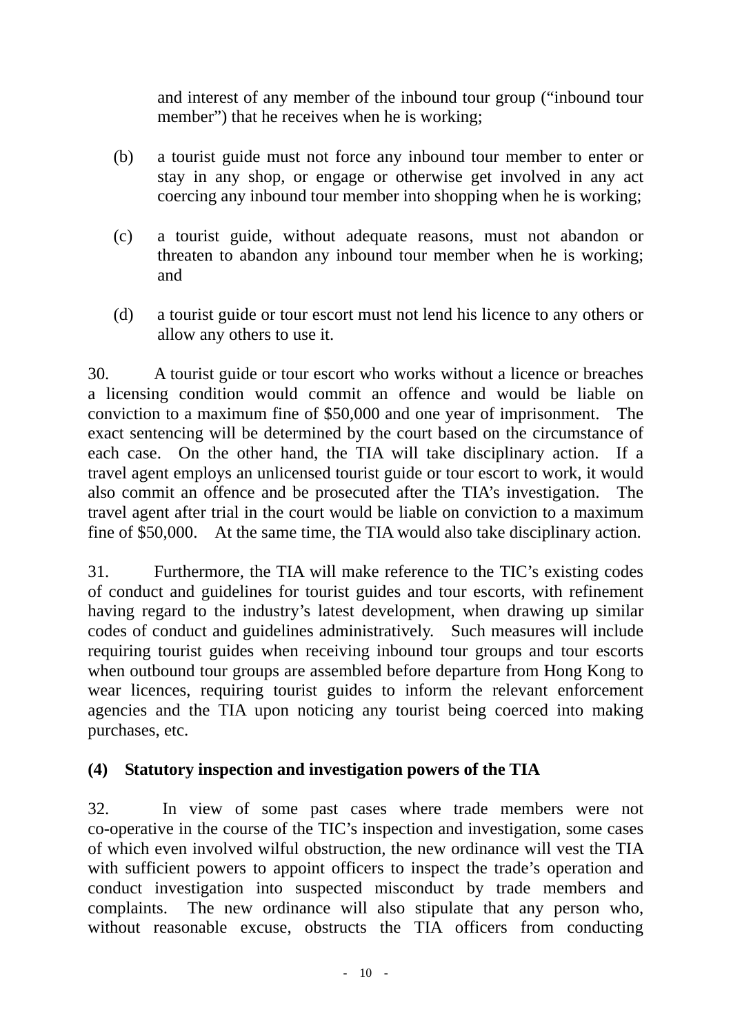and interest of any member of the inbound tour group ("inbound tour member") that he receives when he is working;

(b) a tourist guide must not force any inbound tour member to enter or stay in any shop, or engage or otherwise get involved in any act coercing any inbound tour member into shopping when he is working;

(c) a tourist guide, without adequate reasons, must not abandon or threaten to abandon any inbound tour member when he is working; and

(d) a tourist guide or tour escort must not lend his licence to any others or allow any others to use it.

30. A tourist guide or tour escort who works without a licence or breaches a licensing condition would commit an offence and would be liable on conviction to a maximum fine of $50,000 and one year of imprisonment. The exact sentencing will be determined by the court based on the circumstance of each case. On the other hand, the TIA will take disciplinary action. If a travel agent employs an unlicensed tourist guide or tour escort to work, it would also commit an offence and be prosecuted after the TIA's investigation. The travel agent after trial in the court would be liable on conviction to a maximum fine of $50,000. At the same time, the TIA would also take disciplinary action.

31. Furthermore, the TIA will make reference to the TIC's existing codes of conduct and guidelines for tourist guides and tour escorts, with refinement having regard to the industry's latest development, when drawing up similar codes of conduct and guidelines administratively. Such measures will include requiring tourist guides when receiving inbound tour groups and tour escorts when outbound tour groups are assembled before departure from Hong Kong to wear licences, requiring tourist guides to inform the relevant enforcement agencies and the TIA upon noticing any tourist being coerced into making purchases, etc.

**(4) Statutory inspection and investigation powers of the TIA**

32. In view of some past cases where trade members were not co-operative in the course of the TIC's inspection and investigation, some cases of which even involved wilful obstruction, the new ordinance will vest the TIA with sufficient powers to appoint officers to inspect the trade's operation and conduct investigation into suspected misconduct by trade members and complaints. The new ordinance will also stipulate that any person who, without reasonable excuse, obstructs the TIA officers from conducting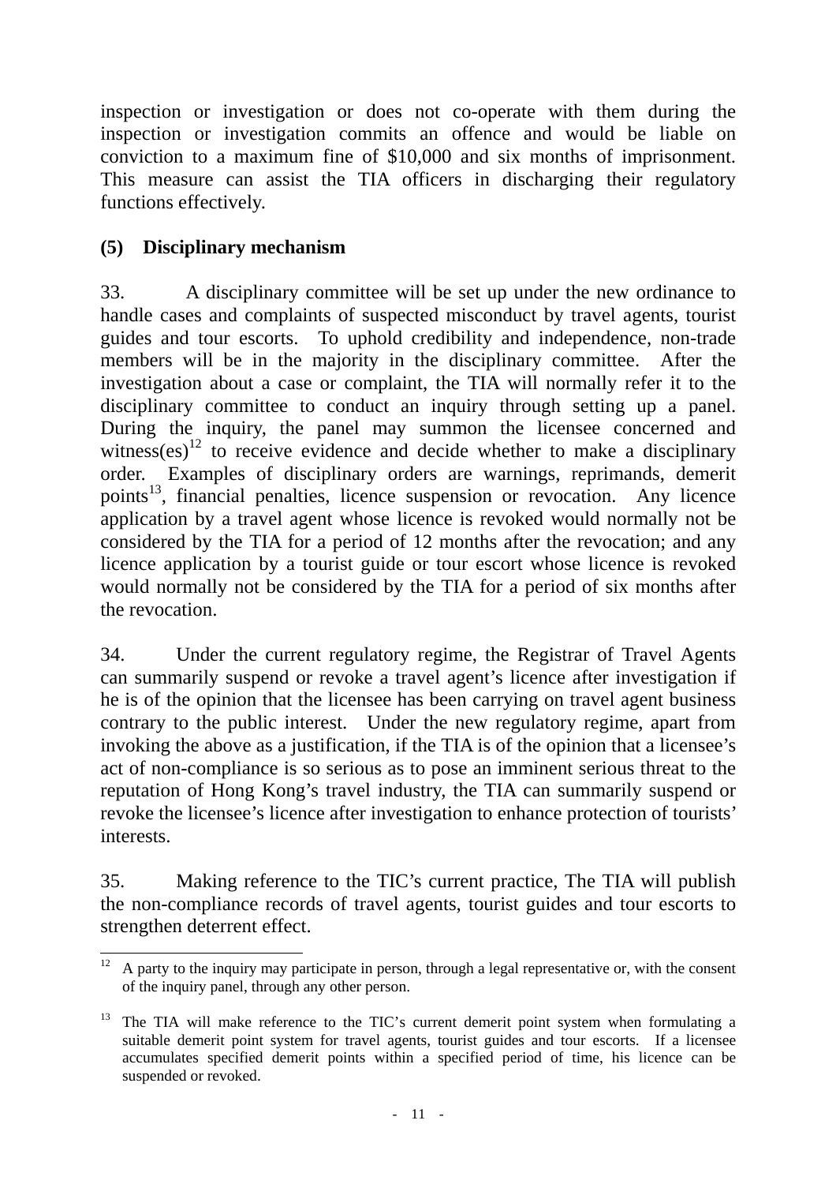inspection or investigation or does not co-operate with them during the inspection or investigation commits an offence and would be liable on conviction to a maximum fine of $10,000 and six months of imprisonment. This measure can assist the TIA officers in discharging their regulatory functions effectively.

**(5) Disciplinary mechanism**

33. A disciplinary committee will be set up under the new ordinance to handle cases and complaints of suspected misconduct by travel agents, tourist guides and tour escorts. To uphold credibility and independence, non-trade members will be in the majority in the disciplinary committee. After the investigation about a case or complaint, the TIA will normally refer it to the disciplinary committee to conduct an inquiry through setting up a panel. During the inquiry, the panel may summon the licensee concerned and witness(es)[12] to receive evidence and decide whether to make a disciplinary order. Examples of disciplinary orders are warnings, reprimands, demerit points[13], financial penalties, licence suspension or revocation. Any licence application by a travel agent whose licence is revoked would normally not be considered by the TIA for a period of 12 months after the revocation; and any licence application by a tourist guide or tour escort whose licence is revoked would normally not be considered by the TIA for a period of six months after the revocation.

34. Under the current regulatory regime, the Registrar of Travel Agents can summarily suspend or revoke a travel agent's licence after investigation if he is of the opinion that the licensee has been carrying on travel agent business contrary to the public interest. Under the new regulatory regime, apart from invoking the above as a justification, if the TIA is of the opinion that a licensee's act of non-compliance is so serious as to pose an imminent serious threat to the reputation of Hong Kong's travel industry, the TIA can summarily suspend or revoke the licensee's licence after investigation to enhance protection of tourists' interests.

35. Making reference to the TIC's current practice, The TIA will publish the non-compliance records of travel agents, tourist guides and tour escorts to strengthen deterrent effect.

---

[12] A party to the inquiry may participate in person, through a legal representative or, with the consent of the inquiry panel, through any other person.

[13] The TIA will make reference to the TIC's current demerit point system when formulating a suitable demerit point system for travel agents, tourist guides and tour escorts. If a licensee accumulates specified demerit points within a specified period of time, his licence can be suspended or revoked.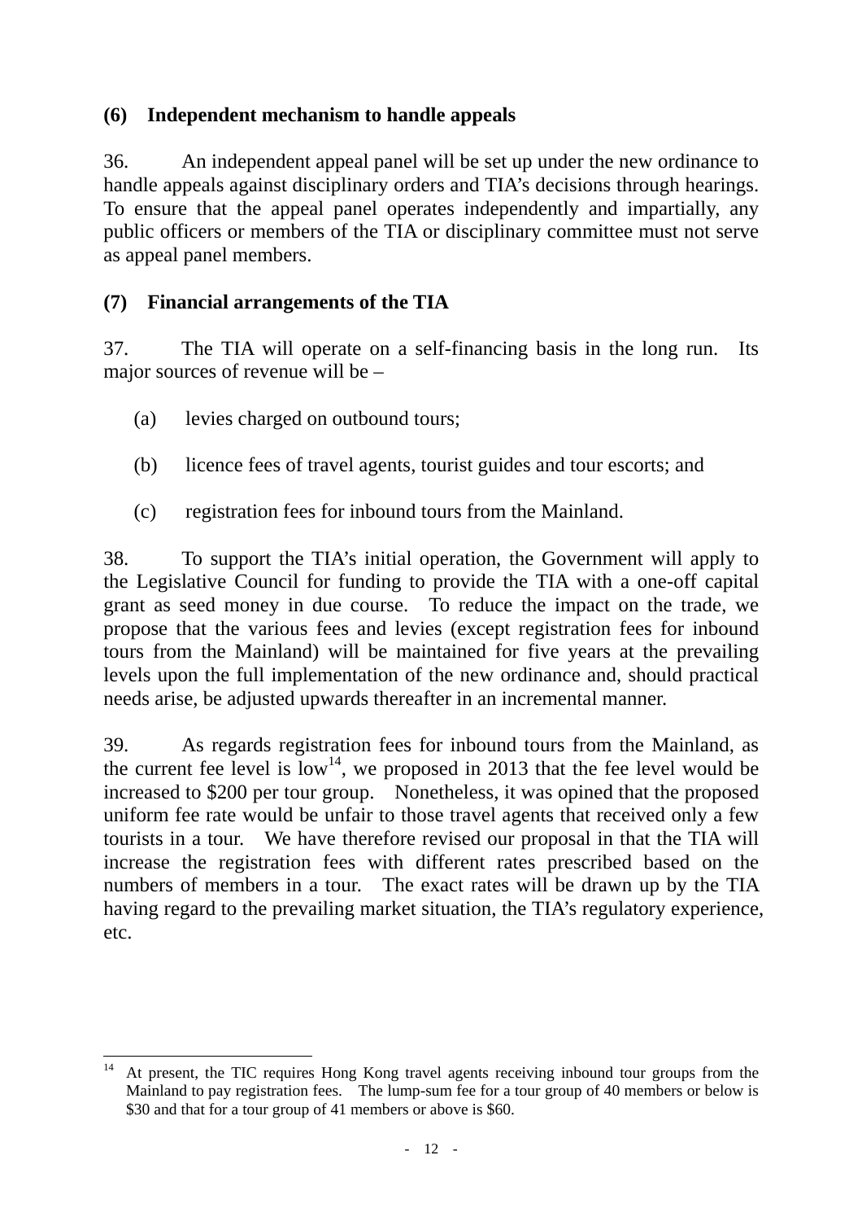## (6) Independent mechanism to handle appeals

36. An independent appeal panel will be set up under the new ordinance to handle appeals against disciplinary orders and TIA's decisions through hearings. To ensure that the appeal panel operates independently and impartially, any public officers or members of the TIA or disciplinary committee must not serve as appeal panel members.

## (7) Financial arrangements of the TIA

37. The TIA will operate on a self-financing basis in the long run. Its major sources of revenue will be –

(a) levies charged on outbound tours;

(b) licence fees of travel agents, tourist guides and tour escorts; and

(c) registration fees for inbound tours from the Mainland.

38. To support the TIA's initial operation, the Government will apply to the Legislative Council for funding to provide the TIA with a one-off capital grant as seed money in due course. To reduce the impact on the trade, we propose that the various fees and levies (except registration fees for inbound tours from the Mainland) will be maintained for five years at the prevailing levels upon the full implementation of the new ordinance and, should practical needs arise, be adjusted upwards thereafter in an incremental manner.

39. As regards registration fees for inbound tours from the Mainland, as the current fee level is low[14], we proposed in 2013 that the fee level would be increased to $200 per tour group. Nonetheless, it was opined that the proposed uniform fee rate would be unfair to those travel agents that received only a few tourists in a tour. We have therefore revised our proposal in that the TIA will increase the registration fees with different rates prescribed based on the numbers of members in a tour. The exact rates will be drawn up by the TIA having regard to the prevailing market situation, the TIA's regulatory experience, etc.

---

[14] At present, the TIC requires Hong Kong travel agents receiving inbound tour groups from the Mainland to pay registration fees. The lump-sum fee for a tour group of 40 members or below is $30 and that for a tour group of 41 members or above is $60.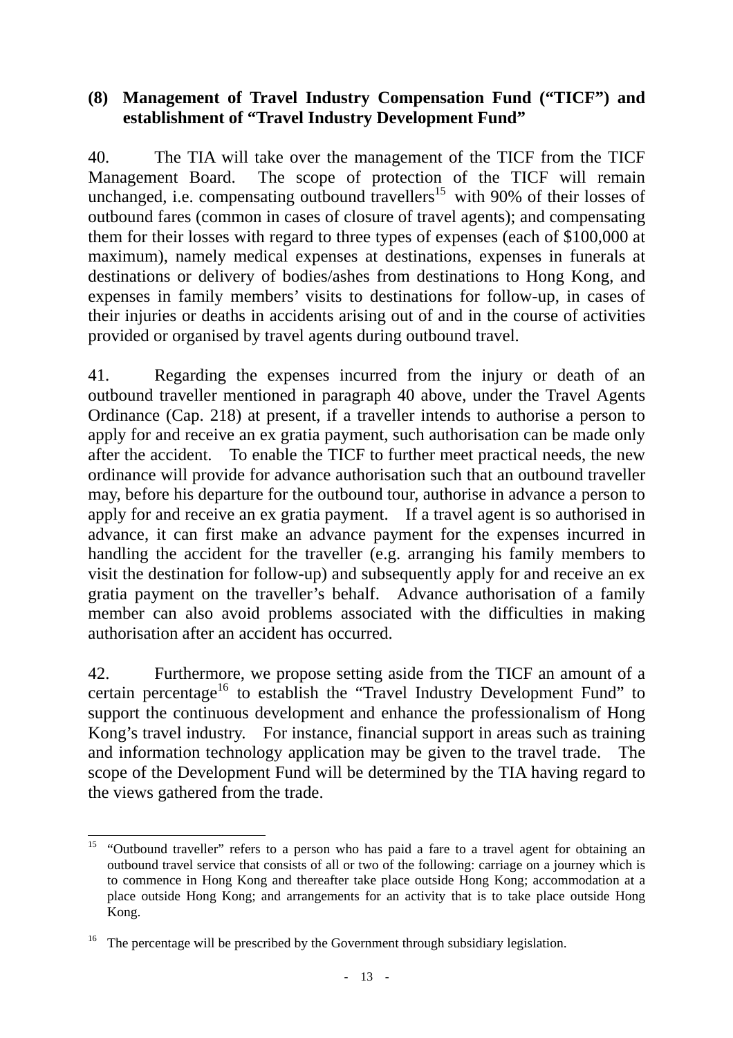### (8) Management of Travel Industry Compensation Fund ("TICF") and establishment of "Travel Industry Development Fund"

40. The TIA will take over the management of the TICF from the TICF Management Board. The scope of protection of the TICF will remain unchanged, i.e. compensating outbound travellers[15] with 90% of their losses of outbound fares (common in cases of closure of travel agents); and compensating them for their losses with regard to three types of expenses (each of $100,000 at maximum), namely medical expenses at destinations, expenses in funerals at destinations or delivery of bodies/ashes from destinations to Hong Kong, and expenses in family members' visits to destinations for follow-up, in cases of their injuries or deaths in accidents arising out of and in the course of activities provided or organised by travel agents during outbound travel.

41. Regarding the expenses incurred from the injury or death of an outbound traveller mentioned in paragraph 40 above, under the Travel Agents Ordinance (Cap. 218) at present, if a traveller intends to authorise a person to apply for and receive an ex gratia payment, such authorisation can be made only after the accident. To enable the TICF to further meet practical needs, the new ordinance will provide for advance authorisation such that an outbound traveller may, before his departure for the outbound tour, authorise in advance a person to apply for and receive an ex gratia payment. If a travel agent is so authorised in advance, it can first make an advance payment for the expenses incurred in handling the accident for the traveller (e.g. arranging his family members to visit the destination for follow-up) and subsequently apply for and receive an ex gratia payment on the traveller's behalf. Advance authorisation of a family member can also avoid problems associated with the difficulties in making authorisation after an accident has occurred.

42. Furthermore, we propose setting aside from the TICF an amount of a certain percentage[16] to establish the "Travel Industry Development Fund" to support the continuous development and enhance the professionalism of Hong Kong's travel industry. For instance, financial support in areas such as training and information technology application may be given to the travel trade. The scope of the Development Fund will be determined by the TIA having regard to the views gathered from the trade.

---

[15] "Outbound traveller" refers to a person who has paid a fare to a travel agent for obtaining an outbound travel service that consists of all or two of the following: carriage on a journey which is to commence in Hong Kong and thereafter take place outside Hong Kong; accommodation at a place outside Hong Kong; and arrangements for an activity that is to take place outside Hong Kong.

[16] The percentage will be prescribed by the Government through subsidiary legislation.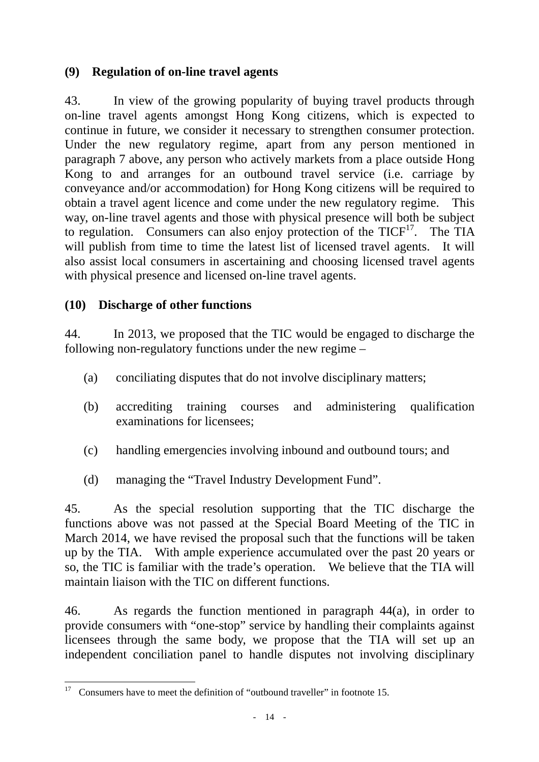**(9) Regulation of on-line travel agents**

43. In view of the growing popularity of buying travel products through on-line travel agents amongst Hong Kong citizens, which is expected to continue in future, we consider it necessary to strengthen consumer protection. Under the new regulatory regime, apart from any person mentioned in paragraph 7 above, any person who actively markets from a place outside Hong Kong to and arranges for an outbound travel service (i.e. carriage by conveyance and/or accommodation) for Hong Kong citizens will be required to obtain a travel agent licence and come under the new regulatory regime. This way, on-line travel agents and those with physical presence will both be subject to regulation. Consumers can also enjoy protection of the TICF[17]. The TIA will publish from time to time the latest list of licensed travel agents. It will also assist local consumers in ascertaining and choosing licensed travel agents with physical presence and licensed on-line travel agents.

**(10) Discharge of other functions**

44. In 2013, we proposed that the TIC would be engaged to discharge the following non-regulatory functions under the new regime –

(a) conciliating disputes that do not involve disciplinary matters;

(b) accrediting training courses and administering qualification examinations for licensees;

(c) handling emergencies involving inbound and outbound tours; and

(d) managing the "Travel Industry Development Fund".

45. As the special resolution supporting that the TIC discharge the functions above was not passed at the Special Board Meeting of the TIC in March 2014, we have revised the proposal such that the functions will be taken up by the TIA. With ample experience accumulated over the past 20 years or so, the TIC is familiar with the trade's operation. We believe that the TIA will maintain liaison with the TIC on different functions.

46. As regards the function mentioned in paragraph 44(a), in order to provide consumers with "one-stop" service by handling their complaints against licensees through the same body, we propose that the TIA will set up an independent conciliation panel to handle disputes not involving disciplinary

---

[17] Consumers have to meet the definition of "outbound traveller" in footnote 15.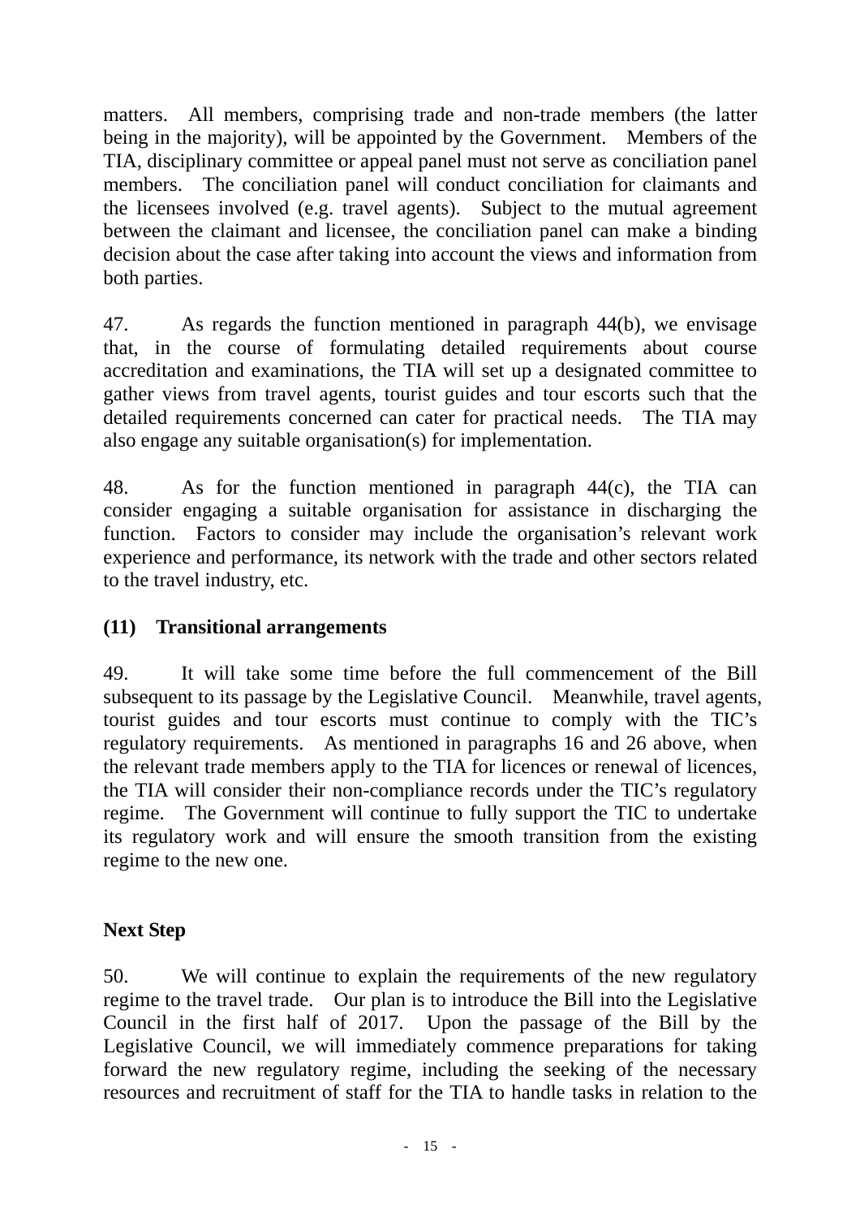matters. All members, comprising trade and non-trade members (the latter being in the majority), will be appointed by the Government. Members of the TIA, disciplinary committee or appeal panel must not serve as conciliation panel members. The conciliation panel will conduct conciliation for claimants and the licensees involved (e.g. travel agents). Subject to the mutual agreement between the claimant and licensee, the conciliation panel can make a binding decision about the case after taking into account the views and information from both parties.

47. As regards the function mentioned in paragraph 44(b), we envisage that, in the course of formulating detailed requirements about course accreditation and examinations, the TIA will set up a designated committee to gather views from travel agents, tourist guides and tour escorts such that the detailed requirements concerned can cater for practical needs. The TIA may also engage any suitable organisation(s) for implementation.

48. As for the function mentioned in paragraph 44(c), the TIA can consider engaging a suitable organisation for assistance in discharging the function. Factors to consider may include the organisation's relevant work experience and performance, its network with the trade and other sectors related to the travel industry, etc.

### (11) Transitional arrangements

49. It will take some time before the full commencement of the Bill subsequent to its passage by the Legislative Council. Meanwhile, travel agents, tourist guides and tour escorts must continue to comply with the TIC's regulatory requirements. As mentioned in paragraphs 16 and 26 above, when the relevant trade members apply to the TIA for licences or renewal of licences, the TIA will consider their non-compliance records under the TIC's regulatory regime. The Government will continue to fully support the TIC to undertake its regulatory work and will ensure the smooth transition from the existing regime to the new one.

## Next Step

50. We will continue to explain the requirements of the new regulatory regime to the travel trade. Our plan is to introduce the Bill into the Legislative Council in the first half of 2017. Upon the passage of the Bill by the Legislative Council, we will immediately commence preparations for taking forward the new regulatory regime, including the seeking of the necessary resources and recruitment of staff for the TIA to handle tasks in relation to the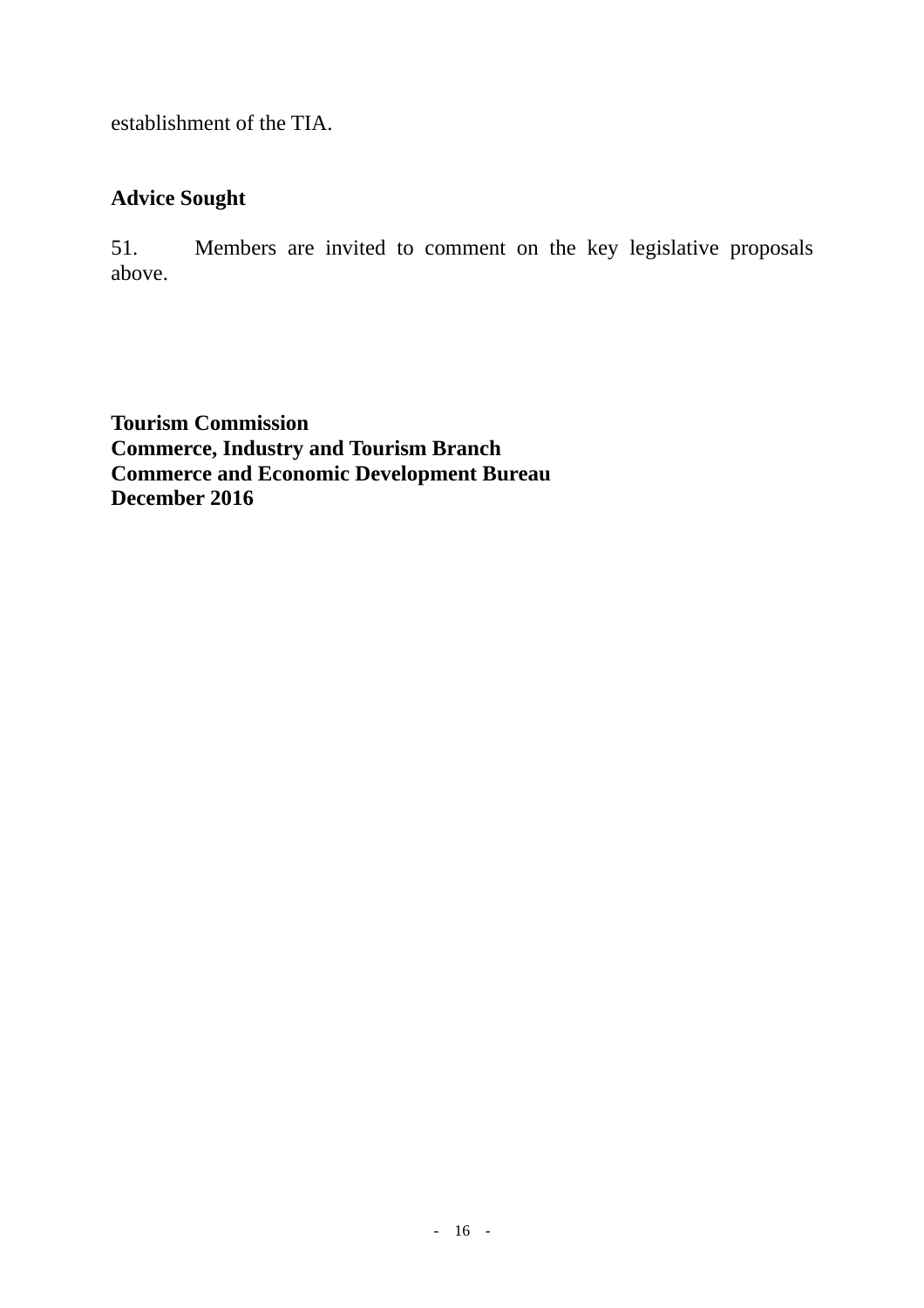establishment of the TIA.

## Advice Sought

51. Members are invited to comment on the key legislative proposals above.

**Tourism Commission**
**Commerce, Industry and Tourism Branch**
**Commerce and Economic Development Bureau**
**December 2016**